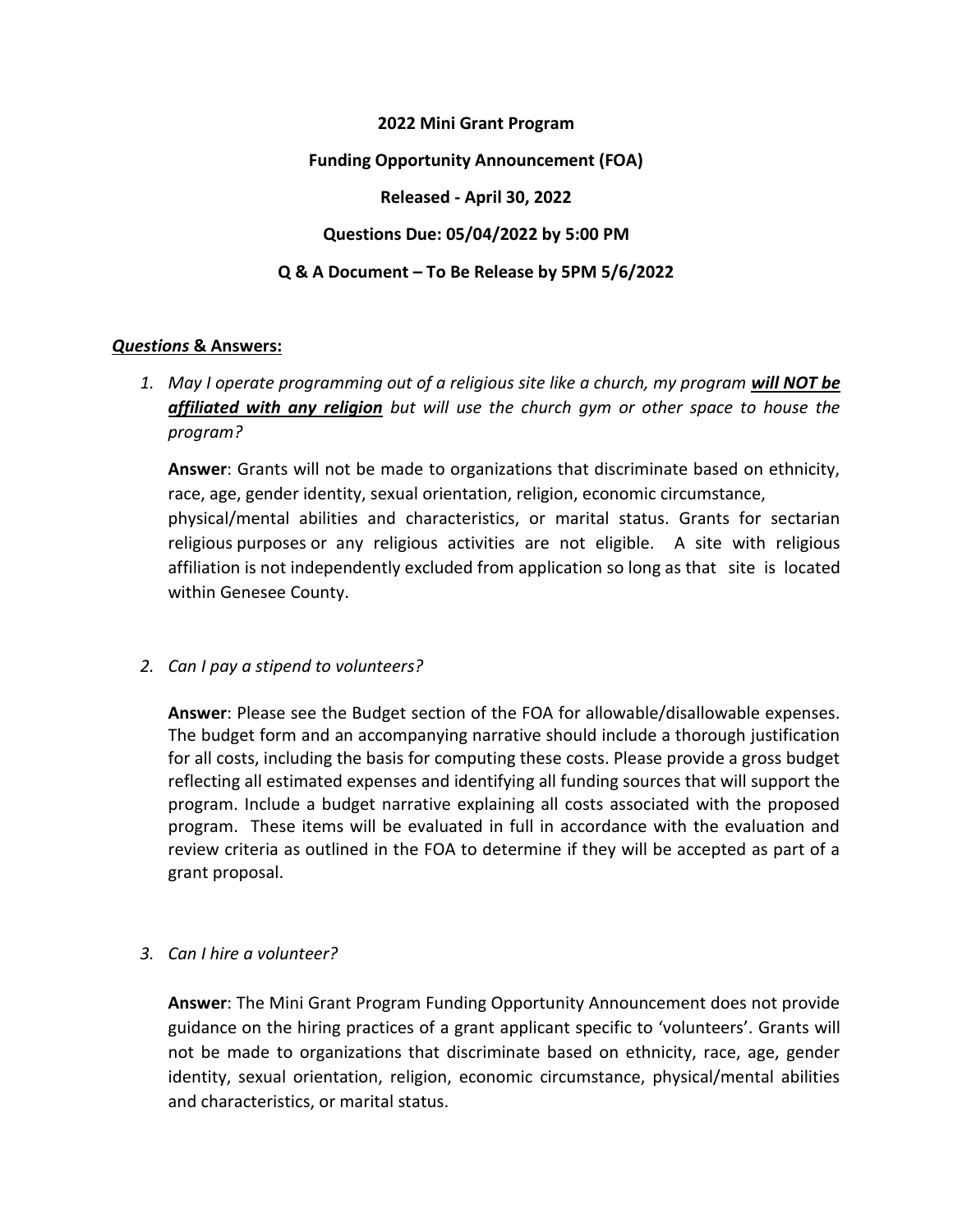**2022 Mini Grant Program**

**Funding Opportunity Announcement (FOA)**

**Released - April 30, 2022**

**Questions Due: 05/04/2022 by 5:00 PM**

**Q & A Document – To Be Release by 5PM 5/6/2022**

***Questions* & Answers:**

1. *May I operate programming out of a religious site like a church, my program* ***will NOT be affiliated with any religion*** *but will use the church gym or other space to house the program?*

   **Answer**: Grants will not be made to organizations that discriminate based on ethnicity, race, age, gender identity, sexual orientation, religion, economic circumstance, physical/mental abilities and characteristics, or marital status. Grants for sectarian religious purposes or any religious activities are not eligible. A site with religious affiliation is not independently excluded from application so long as that site is located within Genesee County.

2. *Can I pay a stipend to volunteers?*

   **Answer**: Please see the Budget section of the FOA for allowable/disallowable expenses. The budget form and an accompanying narrative should include a thorough justification for all costs, including the basis for computing these costs. Please provide a gross budget reflecting all estimated expenses and identifying all funding sources that will support the program. Include a budget narrative explaining all costs associated with the proposed program. These items will be evaluated in full in accordance with the evaluation and review criteria as outlined in the FOA to determine if they will be accepted as part of a grant proposal.

3. *Can I hire a volunteer?*

   **Answer**: The Mini Grant Program Funding Opportunity Announcement does not provide guidance on the hiring practices of a grant applicant specific to 'volunteers'. Grants will not be made to organizations that discriminate based on ethnicity, race, age, gender identity, sexual orientation, religion, economic circumstance, physical/mental abilities and characteristics, or marital status.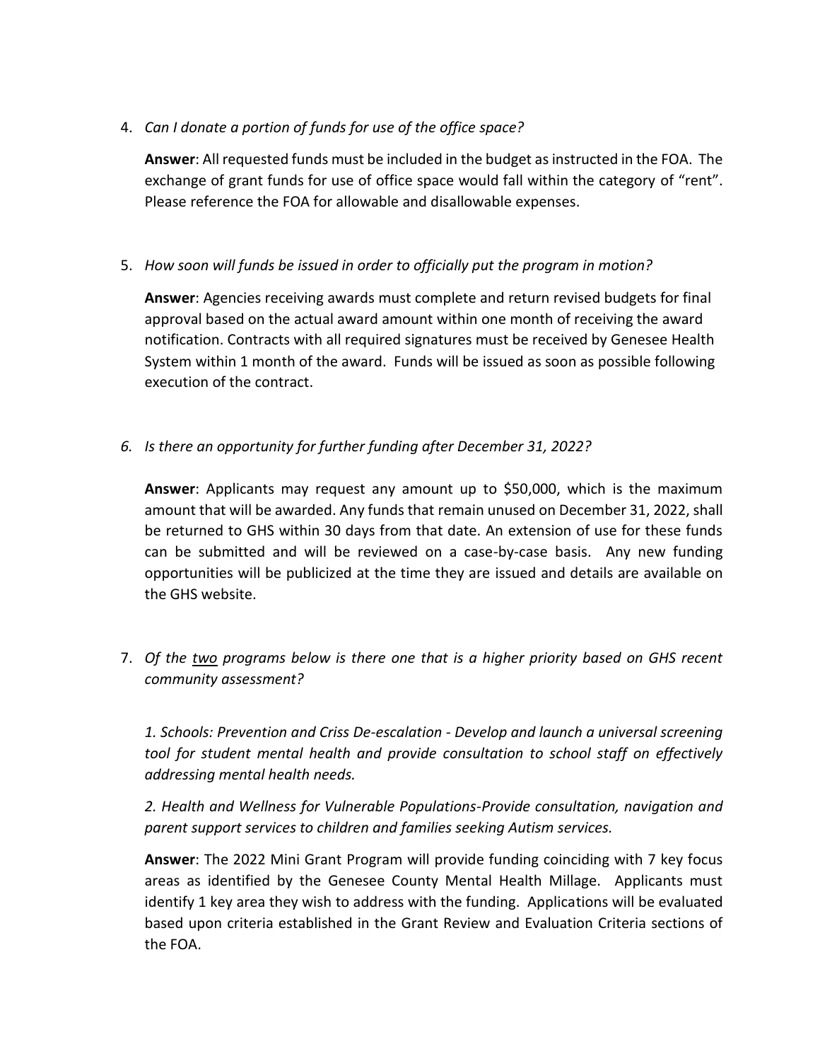4. *Can I donate a portion of funds for use of the office space?*

   **Answer**: All requested funds must be included in the budget as instructed in the FOA. The exchange of grant funds for use of office space would fall within the category of "rent". Please reference the FOA for allowable and disallowable expenses.

5. *How soon will funds be issued in order to officially put the program in motion?*

   **Answer**: Agencies receiving awards must complete and return revised budgets for final approval based on the actual award amount within one month of receiving the award notification. Contracts with all required signatures must be received by Genesee Health System within 1 month of the award. Funds will be issued as soon as possible following execution of the contract.

6. *Is there an opportunity for further funding after December 31, 2022?*

   **Answer**: Applicants may request any amount up to $50,000, which is the maximum amount that will be awarded. Any funds that remain unused on December 31, 2022, shall be returned to GHS within 30 days from that date. An extension of use for these funds can be submitted and will be reviewed on a case-by-case basis. Any new funding opportunities will be publicized at the time they are issued and details are available on the GHS website.

7. *Of the <u>two</u> programs below is there one that is a higher priority based on GHS recent community assessment?*

   *1. Schools: Prevention and Criss De-escalation - Develop and launch a universal screening tool for student mental health and provide consultation to school staff on effectively addressing mental health needs.*

   *2. Health and Wellness for Vulnerable Populations-Provide consultation, navigation and parent support services to children and families seeking Autism services.*

   **Answer**: The 2022 Mini Grant Program will provide funding coinciding with 7 key focus areas as identified by the Genesee County Mental Health Millage. Applicants must identify 1 key area they wish to address with the funding. Applications will be evaluated based upon criteria established in the Grant Review and Evaluation Criteria sections of the FOA.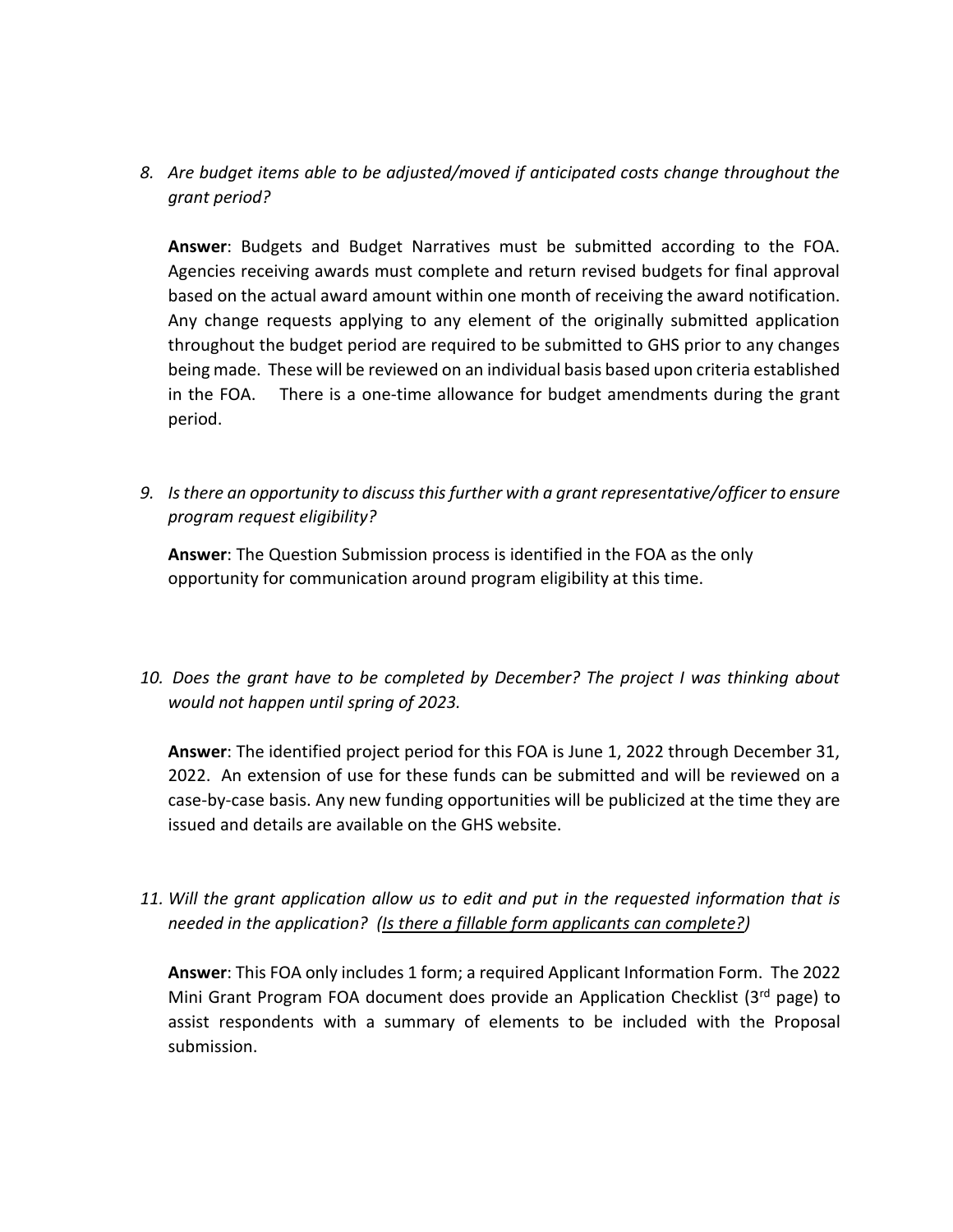8. *Are budget items able to be adjusted/moved if anticipated costs change throughout the grant period?*

   **Answer**: Budgets and Budget Narratives must be submitted according to the FOA. Agencies receiving awards must complete and return revised budgets for final approval based on the actual award amount within one month of receiving the award notification. Any change requests applying to any element of the originally submitted application throughout the budget period are required to be submitted to GHS prior to any changes being made. These will be reviewed on an individual basis based upon criteria established in the FOA. There is a one-time allowance for budget amendments during the grant period.

9. *Is there an opportunity to discuss this further with a grant representative/officer to ensure program request eligibility?*

   **Answer**: The Question Submission process is identified in the FOA as the only opportunity for communication around program eligibility at this time.

10. *Does the grant have to be completed by December? The project I was thinking about would not happen until spring of 2023.*

    **Answer**: The identified project period for this FOA is June 1, 2022 through December 31, 2022. An extension of use for these funds can be submitted and will be reviewed on a case-by-case basis. Any new funding opportunities will be publicized at the time they are issued and details are available on the GHS website.

11. *Will the grant application allow us to edit and put in the requested information that is needed in the application? (<u>Is there a fillable form applicants can complete?</u>)*

    **Answer**: This FOA only includes 1 form; a required Applicant Information Form. The 2022 Mini Grant Program FOA document does provide an Application Checklist (3rd page) to assist respondents with a summary of elements to be included with the Proposal submission.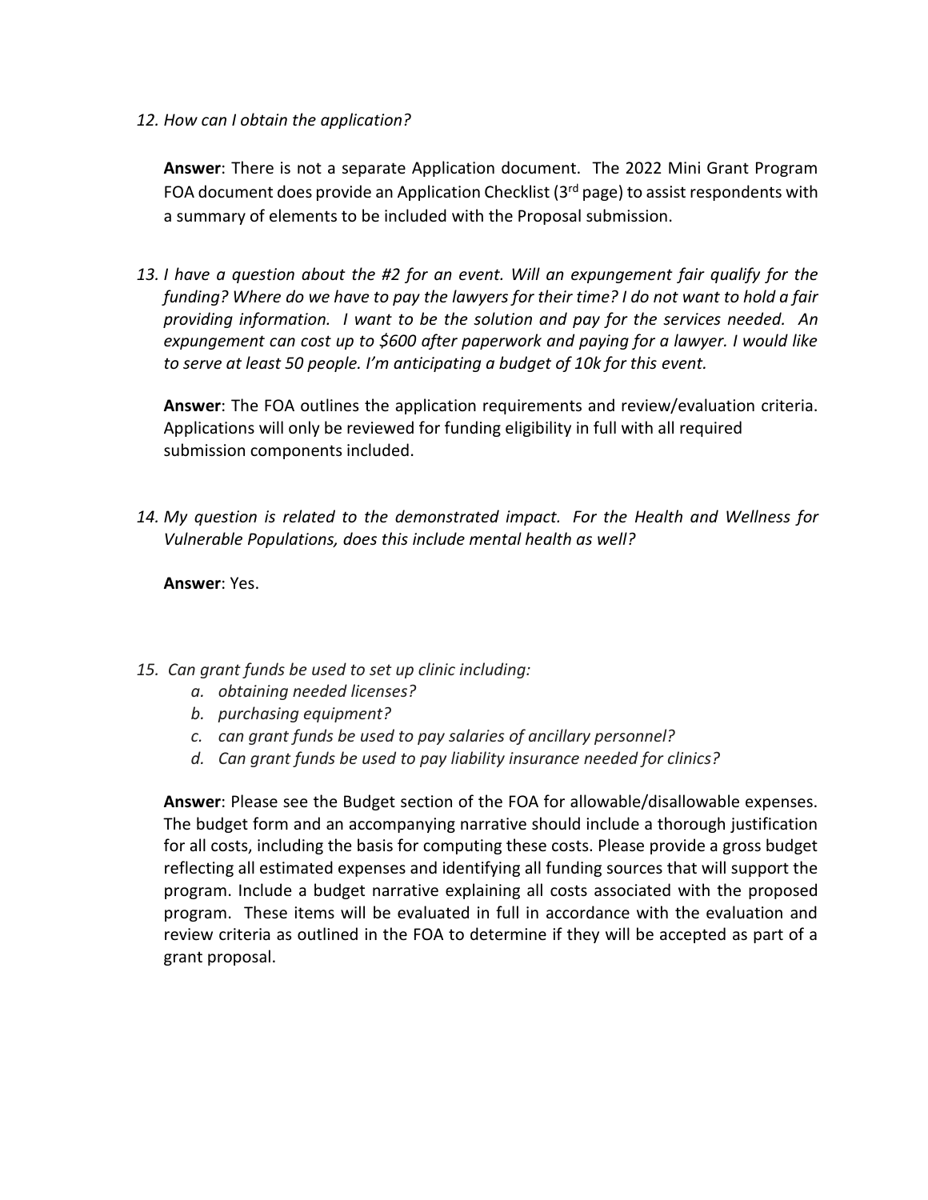12. *How can I obtain the application?*

    **Answer**: There is not a separate Application document. The 2022 Mini Grant Program FOA document does provide an Application Checklist (3rd page) to assist respondents with a summary of elements to be included with the Proposal submission.

13. *I have a question about the #2 for an event. Will an expungement fair qualify for the funding? Where do we have to pay the lawyers for their time? I do not want to hold a fair providing information. I want to be the solution and pay for the services needed. An expungement can cost up to $600 after paperwork and paying for a lawyer. I would like to serve at least 50 people. I'm anticipating a budget of 10k for this event.*

    **Answer**: The FOA outlines the application requirements and review/evaluation criteria. Applications will only be reviewed for funding eligibility in full with all required submission components included.

14. *My question is related to the demonstrated impact. For the Health and Wellness for Vulnerable Populations, does this include mental health as well?*

    **Answer**: Yes.

15. *Can grant funds be used to set up clinic including:*
    a. *obtaining needed licenses?*
    b. *purchasing equipment?*
    c. *can grant funds be used to pay salaries of ancillary personnel?*
    d. *Can grant funds be used to pay liability insurance needed for clinics?*

    **Answer**: Please see the Budget section of the FOA for allowable/disallowable expenses. The budget form and an accompanying narrative should include a thorough justification for all costs, including the basis for computing these costs. Please provide a gross budget reflecting all estimated expenses and identifying all funding sources that will support the program. Include a budget narrative explaining all costs associated with the proposed program. These items will be evaluated in full in accordance with the evaluation and review criteria as outlined in the FOA to determine if they will be accepted as part of a grant proposal.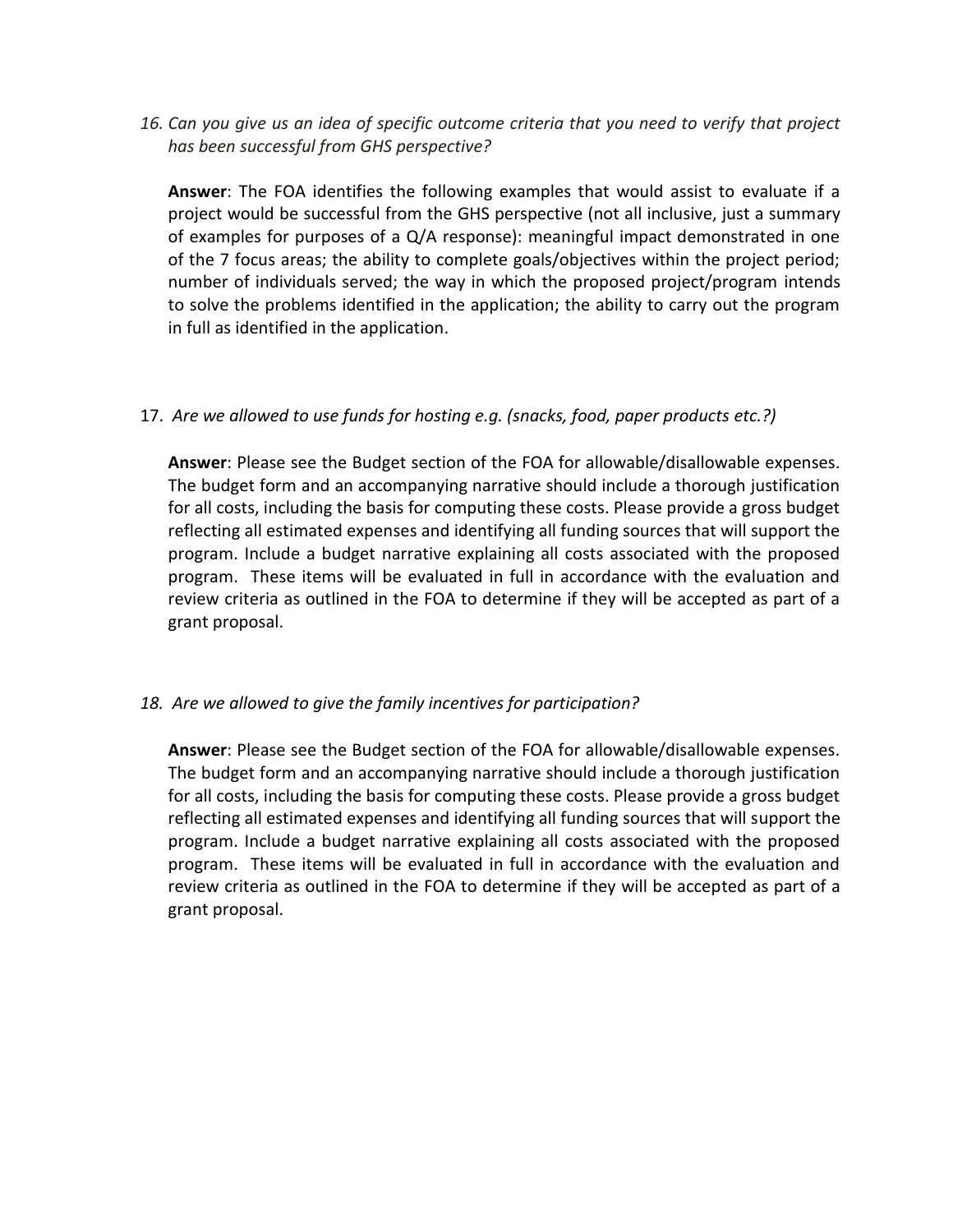16. *Can you give us an idea of specific outcome criteria that you need to verify that project has been successful from GHS perspective?*

    **Answer**: The FOA identifies the following examples that would assist to evaluate if a project would be successful from the GHS perspective (not all inclusive, just a summary of examples for purposes of a Q/A response): meaningful impact demonstrated in one of the 7 focus areas; the ability to complete goals/objectives within the project period; number of individuals served; the way in which the proposed project/program intends to solve the problems identified in the application; the ability to carry out the program in full as identified in the application.

17. *Are we allowed to use funds for hosting e.g. (snacks, food, paper products etc.?)*

    **Answer**: Please see the Budget section of the FOA for allowable/disallowable expenses. The budget form and an accompanying narrative should include a thorough justification for all costs, including the basis for computing these costs. Please provide a gross budget reflecting all estimated expenses and identifying all funding sources that will support the program. Include a budget narrative explaining all costs associated with the proposed program. These items will be evaluated in full in accordance with the evaluation and review criteria as outlined in the FOA to determine if they will be accepted as part of a grant proposal.

18. *Are we allowed to give the family incentives for participation?*

    **Answer**: Please see the Budget section of the FOA for allowable/disallowable expenses. The budget form and an accompanying narrative should include a thorough justification for all costs, including the basis for computing these costs. Please provide a gross budget reflecting all estimated expenses and identifying all funding sources that will support the program. Include a budget narrative explaining all costs associated with the proposed program. These items will be evaluated in full in accordance with the evaluation and review criteria as outlined in the FOA to determine if they will be accepted as part of a grant proposal.